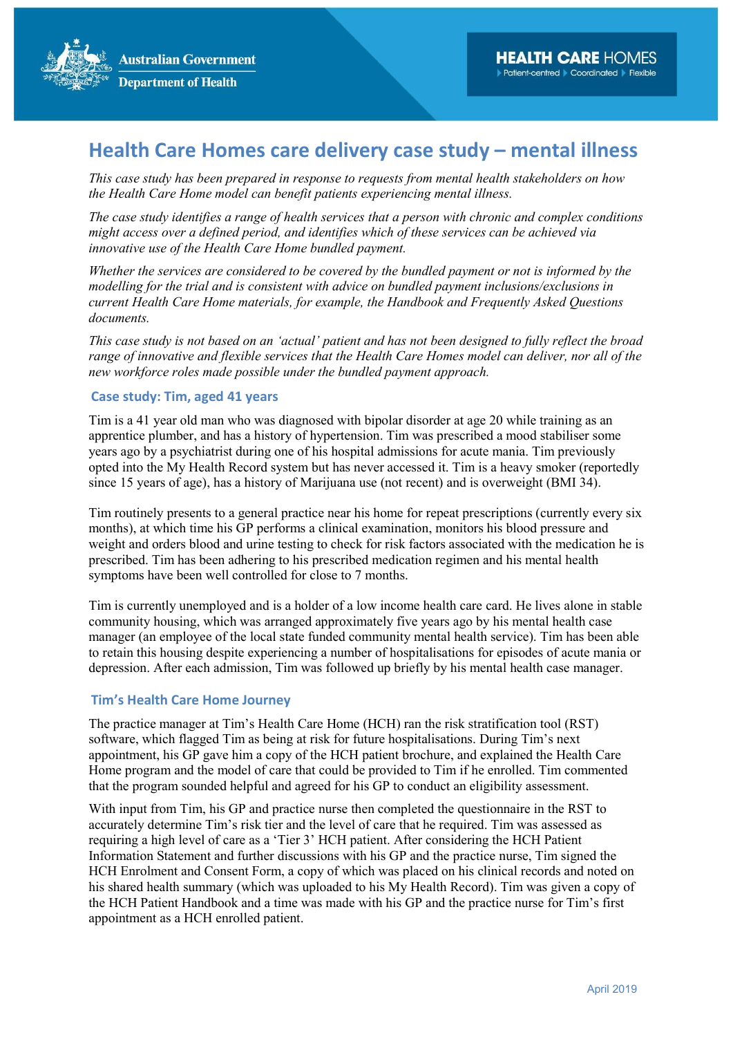# Health Care Homes care delivery case study – mental illness

*This case study has been prepared in response to requests from mental health stakeholders on how the Health Care Home model can benefit patients experiencing mental illness.*

*The case study identifies a range of health services that a person with chronic and complex conditions might access over a defined period, and identifies which of these services can be achieved via innovative use of the Health Care Home bundled payment.*

*Whether the services are considered to be covered by the bundled payment or not is informed by the modelling for the trial and is consistent with advice on bundled payment inclusions/exclusions in current Health Care Home materials, for example, the Handbook and Frequently Asked Questions documents.*

*This case study is not based on an 'actual' patient and has not been designed to fully reflect the broad range of innovative and flexible services that the Health Care Homes model can deliver, nor all of the new workforce roles made possible under the bundled payment approach.*

## Case study: Tim, aged 41 years

Tim is a 41 year old man who was diagnosed with bipolar disorder at age 20 while training as an apprentice plumber, and has a history of hypertension. Tim was prescribed a mood stabiliser some years ago by a psychiatrist during one of his hospital admissions for acute mania. Tim previously opted into the My Health Record system but has never accessed it. Tim is a heavy smoker (reportedly since 15 years of age), has a history of Marijuana use (not recent) and is overweight (BMI 34).

Tim routinely presents to a general practice near his home for repeat prescriptions (currently every six months), at which time his GP performs a clinical examination, monitors his blood pressure and weight and orders blood and urine testing to check for risk factors associated with the medication he is prescribed. Tim has been adhering to his prescribed medication regimen and his mental health symptoms have been well controlled for close to 7 months.

Tim is currently unemployed and is a holder of a low income health care card. He lives alone in stable community housing, which was arranged approximately five years ago by his mental health case manager (an employee of the local state funded community mental health service). Tim has been able to retain this housing despite experiencing a number of hospitalisations for episodes of acute mania or depression. After each admission, Tim was followed up briefly by his mental health case manager.

## Tim's Health Care Home Journey

The practice manager at Tim's Health Care Home (HCH) ran the risk stratification tool (RST) software, which flagged Tim as being at risk for future hospitalisations. During Tim's next appointment, his GP gave him a copy of the HCH patient brochure, and explained the Health Care Home program and the model of care that could be provided to Tim if he enrolled. Tim commented that the program sounded helpful and agreed for his GP to conduct an eligibility assessment.

With input from Tim, his GP and practice nurse then completed the questionnaire in the RST to accurately determine Tim's risk tier and the level of care that he required. Tim was assessed as requiring a high level of care as a 'Tier 3' HCH patient. After considering the HCH Patient Information Statement and further discussions with his GP and the practice nurse, Tim signed the HCH Enrolment and Consent Form, a copy of which was placed on his clinical records and noted on his shared health summary (which was uploaded to his My Health Record). Tim was given a copy of the HCH Patient Handbook and a time was made with his GP and the practice nurse for Tim's first appointment as a HCH enrolled patient.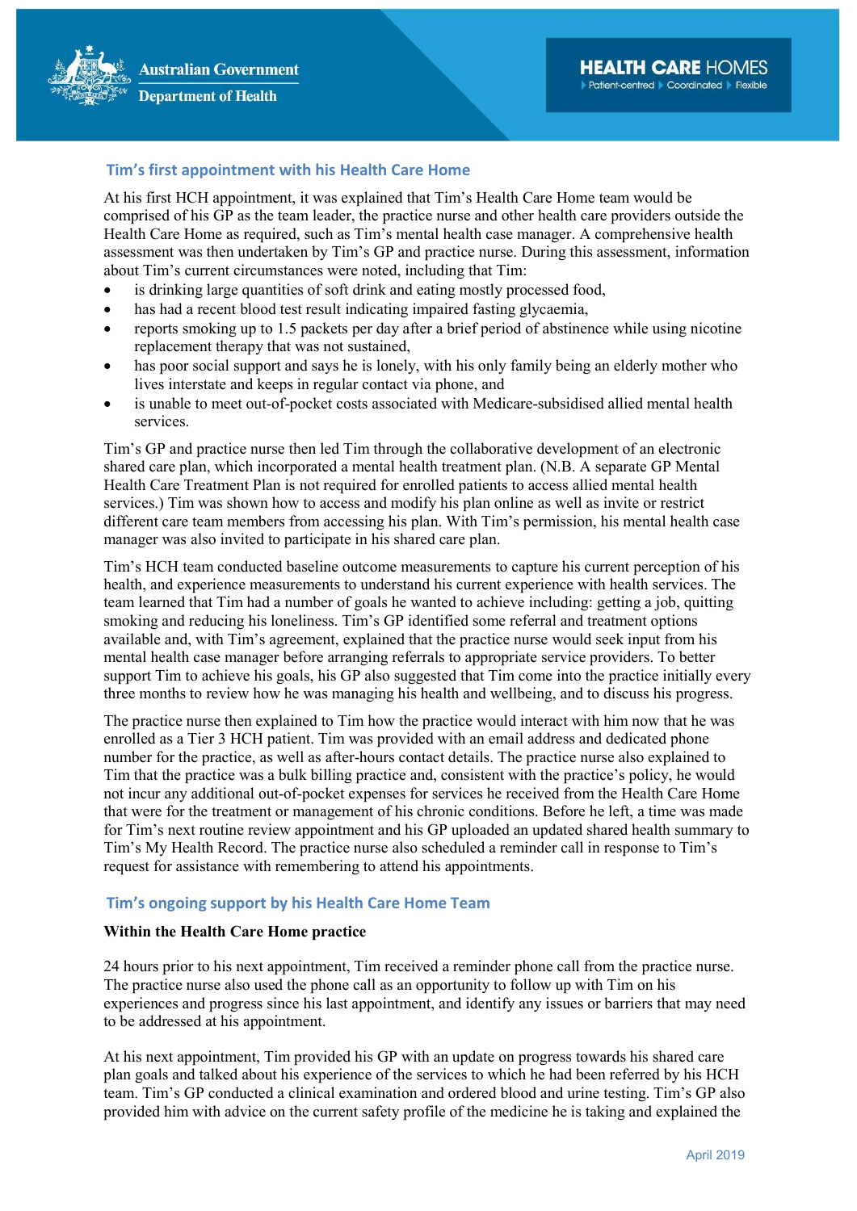## Tim's first appointment with his Health Care Home

At his first HCH appointment, it was explained that Tim's Health Care Home team would be comprised of his GP as the team leader, the practice nurse and other health care providers outside the Health Care Home as required, such as Tim's mental health case manager. A comprehensive health assessment was then undertaken by Tim's GP and practice nurse. During this assessment, information about Tim's current circumstances were noted, including that Tim:

- is drinking large quantities of soft drink and eating mostly processed food,
- has had a recent blood test result indicating impaired fasting glycaemia,
- reports smoking up to 1.5 packets per day after a brief period of abstinence while using nicotine replacement therapy that was not sustained,
- has poor social support and says he is lonely, with his only family being an elderly mother who lives interstate and keeps in regular contact via phone, and
- is unable to meet out-of-pocket costs associated with Medicare-subsidised allied mental health services.

Tim's GP and practice nurse then led Tim through the collaborative development of an electronic shared care plan, which incorporated a mental health treatment plan. (N.B. A separate GP Mental Health Care Treatment Plan is not required for enrolled patients to access allied mental health services.) Tim was shown how to access and modify his plan online as well as invite or restrict different care team members from accessing his plan. With Tim's permission, his mental health case manager was also invited to participate in his shared care plan.

Tim's HCH team conducted baseline outcome measurements to capture his current perception of his health, and experience measurements to understand his current experience with health services. The team learned that Tim had a number of goals he wanted to achieve including: getting a job, quitting smoking and reducing his loneliness. Tim's GP identified some referral and treatment options available and, with Tim's agreement, explained that the practice nurse would seek input from his mental health case manager before arranging referrals to appropriate service providers. To better support Tim to achieve his goals, his GP also suggested that Tim come into the practice initially every three months to review how he was managing his health and wellbeing, and to discuss his progress.

The practice nurse then explained to Tim how the practice would interact with him now that he was enrolled as a Tier 3 HCH patient. Tim was provided with an email address and dedicated phone number for the practice, as well as after-hours contact details. The practice nurse also explained to Tim that the practice was a bulk billing practice and, consistent with the practice's policy, he would not incur any additional out-of-pocket expenses for services he received from the Health Care Home that were for the treatment or management of his chronic conditions. Before he left, a time was made for Tim's next routine review appointment and his GP uploaded an updated shared health summary to Tim's My Health Record. The practice nurse also scheduled a reminder call in response to Tim's request for assistance with remembering to attend his appointments.

## Tim's ongoing support by his Health Care Home Team

**Within the Health Care Home practice**

24 hours prior to his next appointment, Tim received a reminder phone call from the practice nurse. The practice nurse also used the phone call as an opportunity to follow up with Tim on his experiences and progress since his last appointment, and identify any issues or barriers that may need to be addressed at his appointment.

At his next appointment, Tim provided his GP with an update on progress towards his shared care plan goals and talked about his experience of the services to which he had been referred by his HCH team. Tim's GP conducted a clinical examination and ordered blood and urine testing. Tim's GP also provided him with advice on the current safety profile of the medicine he is taking and explained the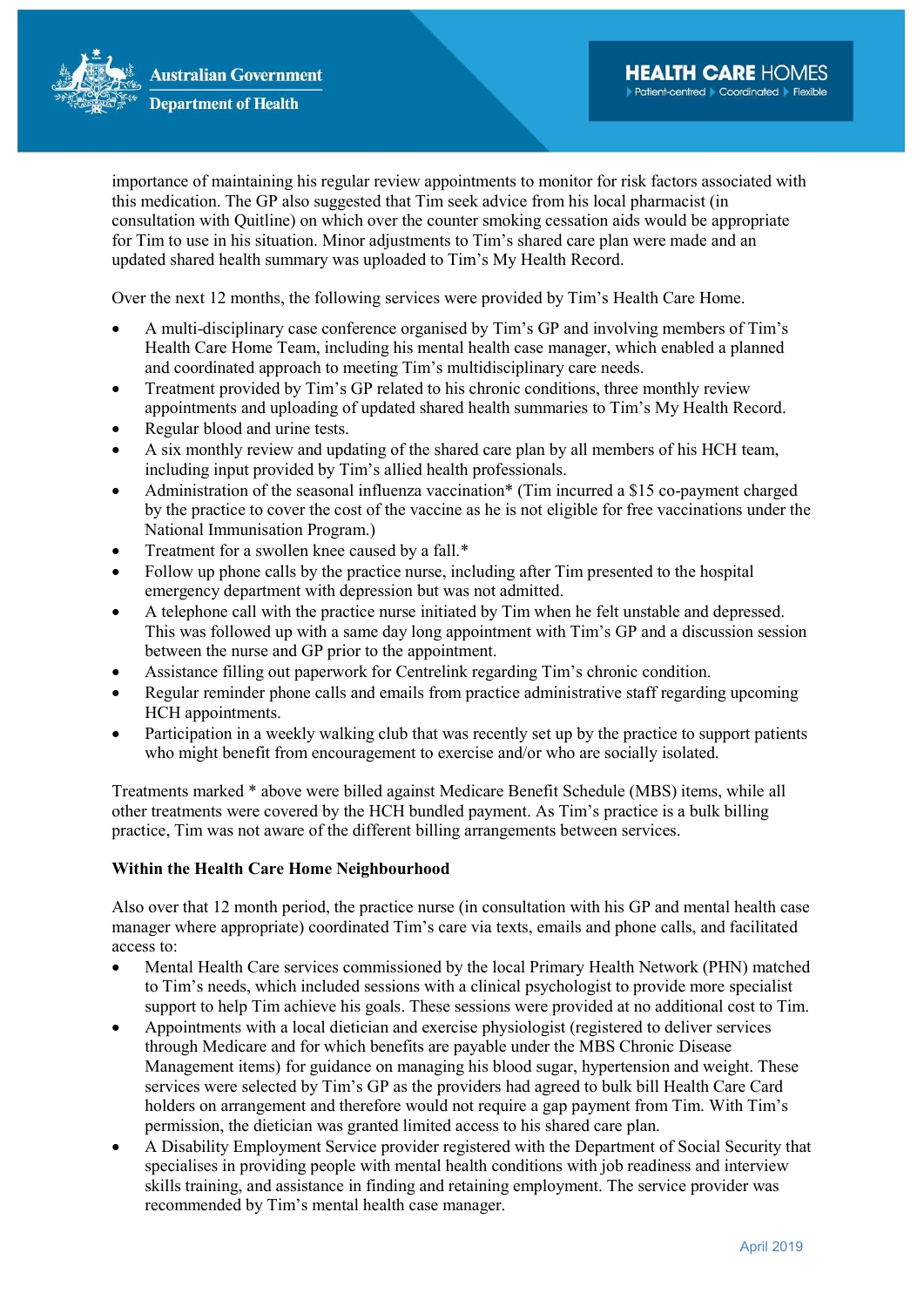importance of maintaining his regular review appointments to monitor for risk factors associated with this medication. The GP also suggested that Tim seek advice from his local pharmacist (in consultation with Quitline) on which over the counter smoking cessation aids would be appropriate for Tim to use in his situation. Minor adjustments to Tim's shared care plan were made and an updated shared health summary was uploaded to Tim's My Health Record.

Over the next 12 months, the following services were provided by Tim's Health Care Home.

- A multi-disciplinary case conference organised by Tim's GP and involving members of Tim's Health Care Home Team, including his mental health case manager, which enabled a planned and coordinated approach to meeting Tim's multidisciplinary care needs.
- Treatment provided by Tim's GP related to his chronic conditions, three monthly review appointments and uploading of updated shared health summaries to Tim's My Health Record.
- Regular blood and urine tests.
- A six monthly review and updating of the shared care plan by all members of his HCH team, including input provided by Tim's allied health professionals.
- Administration of the seasonal influenza vaccination* (Tim incurred a $15 co-payment charged by the practice to cover the cost of the vaccine as he is not eligible for free vaccinations under the National Immunisation Program.)
- Treatment for a swollen knee caused by a fall.*
- Follow up phone calls by the practice nurse, including after Tim presented to the hospital emergency department with depression but was not admitted.
- A telephone call with the practice nurse initiated by Tim when he felt unstable and depressed. This was followed up with a same day long appointment with Tim's GP and a discussion session between the nurse and GP prior to the appointment.
- Assistance filling out paperwork for Centrelink regarding Tim's chronic condition.
- Regular reminder phone calls and emails from practice administrative staff regarding upcoming HCH appointments.
- Participation in a weekly walking club that was recently set up by the practice to support patients who might benefit from encouragement to exercise and/or who are socially isolated.

Treatments marked * above were billed against Medicare Benefit Schedule (MBS) items, while all other treatments were covered by the HCH bundled payment. As Tim's practice is a bulk billing practice, Tim was not aware of the different billing arrangements between services.

**Within the Health Care Home Neighbourhood**

Also over that 12 month period, the practice nurse (in consultation with his GP and mental health case manager where appropriate) coordinated Tim's care via texts, emails and phone calls, and facilitated access to:

- Mental Health Care services commissioned by the local Primary Health Network (PHN) matched to Tim's needs, which included sessions with a clinical psychologist to provide more specialist support to help Tim achieve his goals. These sessions were provided at no additional cost to Tim.
- Appointments with a local dietician and exercise physiologist (registered to deliver services through Medicare and for which benefits are payable under the MBS Chronic Disease Management items) for guidance on managing his blood sugar, hypertension and weight. These services were selected by Tim's GP as the providers had agreed to bulk bill Health Care Card holders on arrangement and therefore would not require a gap payment from Tim. With Tim's permission, the dietician was granted limited access to his shared care plan.
- A Disability Employment Service provider registered with the Department of Social Security that specialises in providing people with mental health conditions with job readiness and interview skills training, and assistance in finding and retaining employment. The service provider was recommended by Tim's mental health case manager.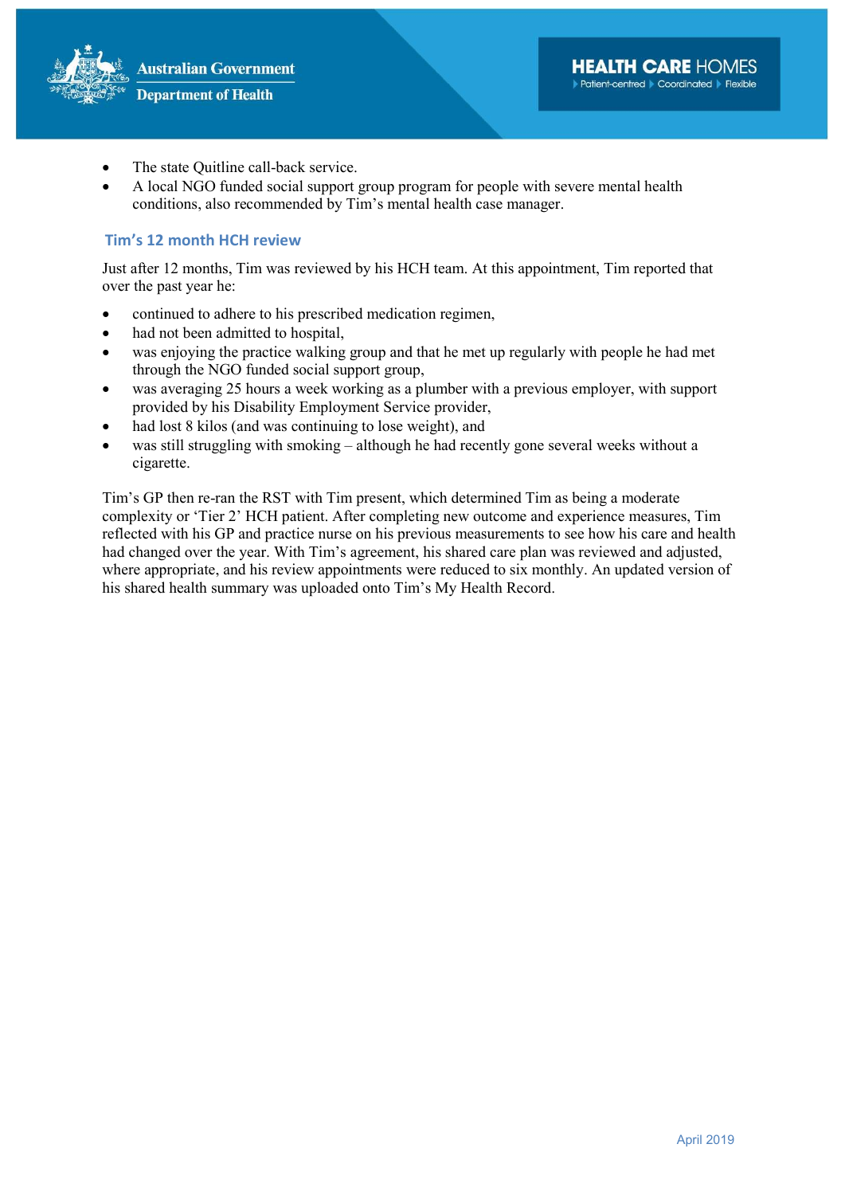- The state Quitline call-back service.
- A local NGO funded social support group program for people with severe mental health conditions, also recommended by Tim's mental health case manager.

## Tim's 12 month HCH review

Just after 12 months, Tim was reviewed by his HCH team. At this appointment, Tim reported that over the past year he:

- continued to adhere to his prescribed medication regimen,
- had not been admitted to hospital,
- was enjoying the practice walking group and that he met up regularly with people he had met through the NGO funded social support group,
- was averaging 25 hours a week working as a plumber with a previous employer, with support provided by his Disability Employment Service provider,
- had lost 8 kilos (and was continuing to lose weight), and
- was still struggling with smoking – although he had recently gone several weeks without a cigarette.

Tim's GP then re-ran the RST with Tim present, which determined Tim as being a moderate complexity or 'Tier 2' HCH patient. After completing new outcome and experience measures, Tim reflected with his GP and practice nurse on his previous measurements to see how his care and health had changed over the year. With Tim's agreement, his shared care plan was reviewed and adjusted, where appropriate, and his review appointments were reduced to six monthly. An updated version of his shared health summary was uploaded onto Tim's My Health Record.